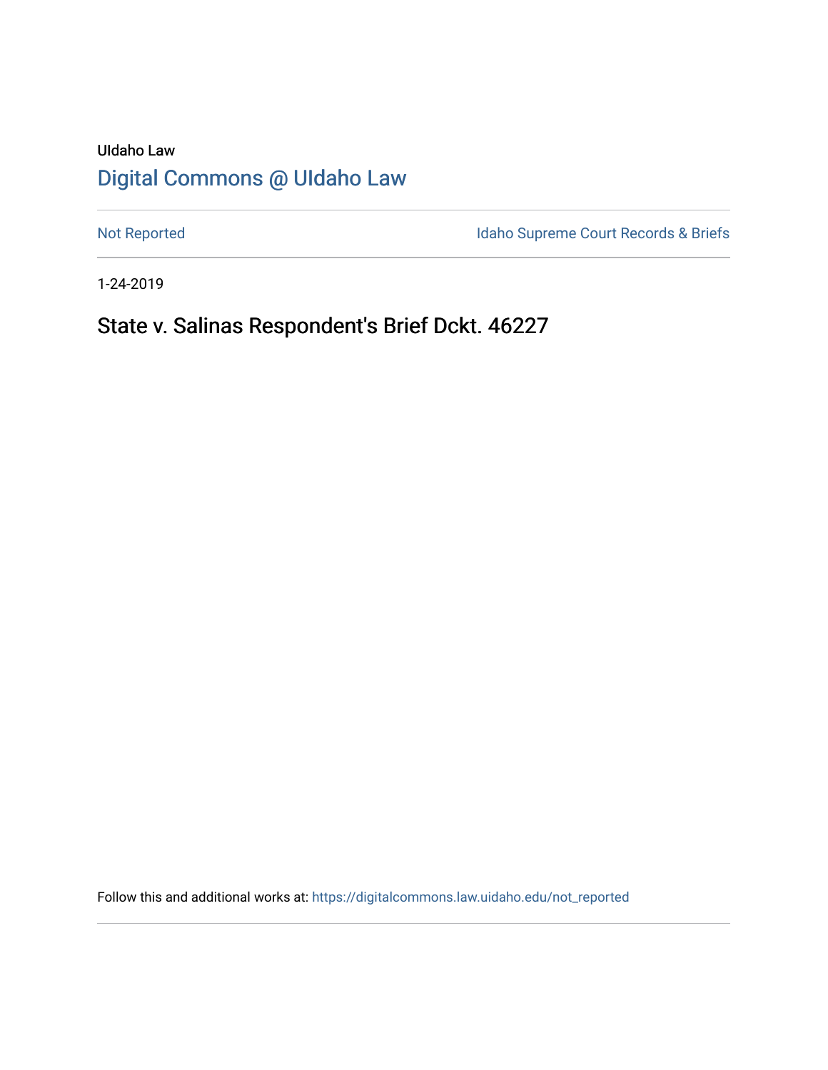UIdaho Law

# Digital Commons @ UIdaho Law

Not Reported

Idaho Supreme Court Records & Briefs

1-24-2019

## State v. Salinas Respondent's Brief Dckt. 46227

Follow this and additional works at: https://digitalcommons.law.uidaho.edu/not_reported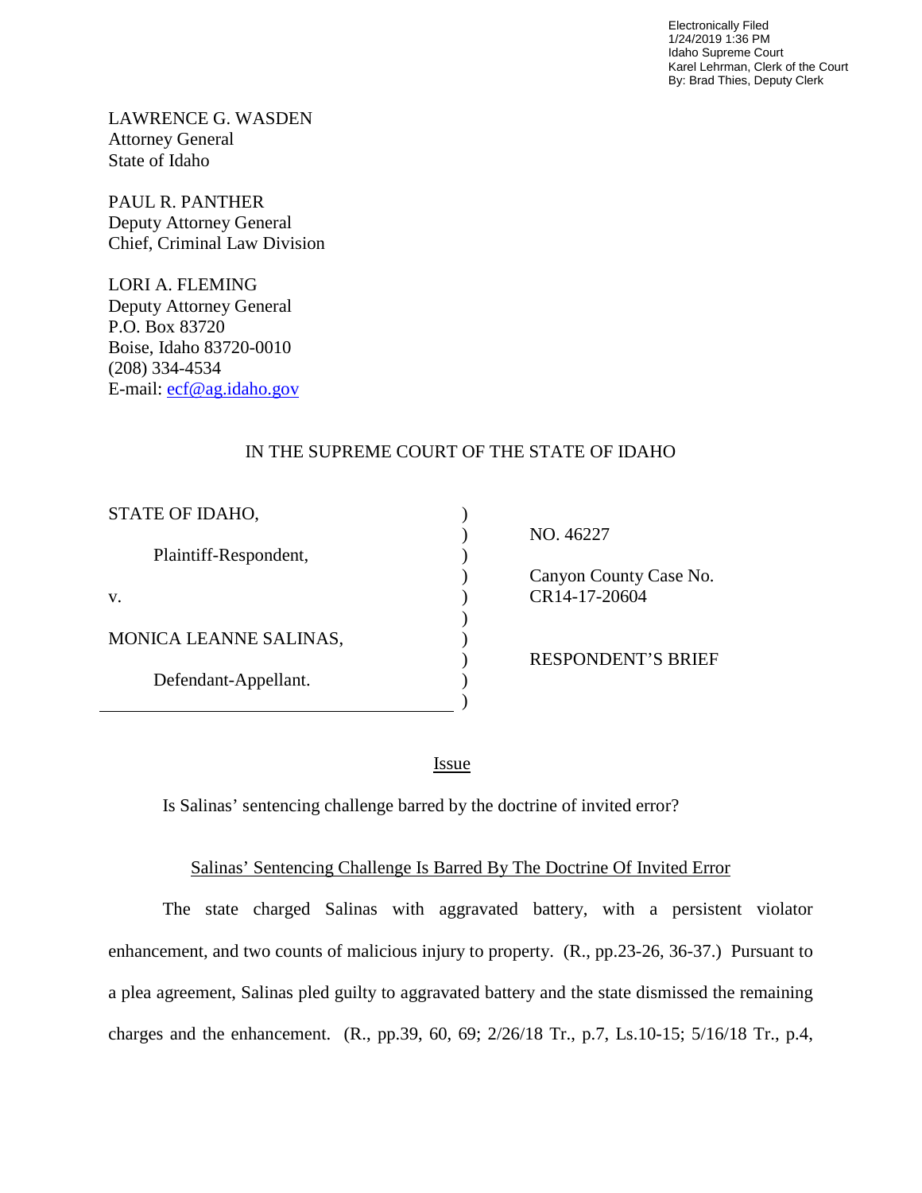Electronically Filed
1/24/2019 1:36 PM
Idaho Supreme Court
Karel Lehrman, Clerk of the Court
By: Brad Thies, Deputy Clerk

LAWRENCE G. WASDEN
Attorney General
State of Idaho

PAUL R. PANTHER
Deputy Attorney General
Chief, Criminal Law Division

LORI A. FLEMING
Deputy Attorney General
P.O. Box 83720
Boise, Idaho 83720-0010
(208) 334-4534
E-mail: ecf@ag.idaho.gov

IN THE SUPREME COURT OF THE STATE OF IDAHO

| | | |
|---|---|---|
| STATE OF IDAHO, | ) | |
| | ) | NO. 46227 |
| Plaintiff-Respondent, | ) | |
| | ) | Canyon County Case No. |
| v. | ) | CR14-17-20604 |
| | ) | |
| MONICA LEANNE SALINAS, | ) | |
| | ) | RESPONDENT'S BRIEF |
| Defendant-Appellant. | ) | |
| | ) | |

## Issue

Is Salinas' sentencing challenge barred by the doctrine of invited error?

## Salinas' Sentencing Challenge Is Barred By The Doctrine Of Invited Error

The state charged Salinas with aggravated battery, with a persistent violator enhancement, and two counts of malicious injury to property. (R., pp.23-26, 36-37.) Pursuant to a plea agreement, Salinas pled guilty to aggravated battery and the state dismissed the remaining charges and the enhancement. (R., pp.39, 60, 69; 2/26/18 Tr., p.7, Ls.10-15; 5/16/18 Tr., p.4,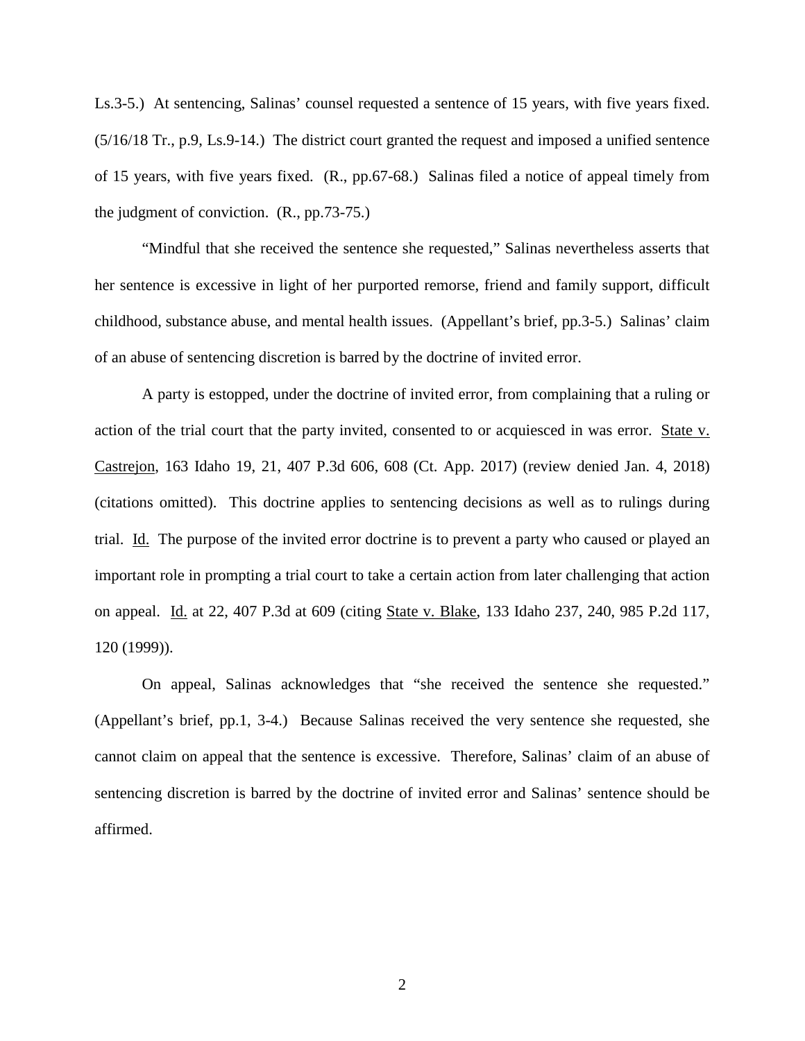Ls.3-5.) At sentencing, Salinas' counsel requested a sentence of 15 years, with five years fixed. (5/16/18 Tr., p.9, Ls.9-14.) The district court granted the request and imposed a unified sentence of 15 years, with five years fixed. (R., pp.67-68.) Salinas filed a notice of appeal timely from the judgment of conviction. (R., pp.73-75.)

"Mindful that she received the sentence she requested," Salinas nevertheless asserts that her sentence is excessive in light of her purported remorse, friend and family support, difficult childhood, substance abuse, and mental health issues. (Appellant's brief, pp.3-5.) Salinas' claim of an abuse of sentencing discretion is barred by the doctrine of invited error.

A party is estopped, under the doctrine of invited error, from complaining that a ruling or action of the trial court that the party invited, consented to or acquiesced in was error. State v. Castrejon, 163 Idaho 19, 21, 407 P.3d 606, 608 (Ct. App. 2017) (review denied Jan. 4, 2018) (citations omitted). This doctrine applies to sentencing decisions as well as to rulings during trial. Id. The purpose of the invited error doctrine is to prevent a party who caused or played an important role in prompting a trial court to take a certain action from later challenging that action on appeal. Id. at 22, 407 P.3d at 609 (citing State v. Blake, 133 Idaho 237, 240, 985 P.2d 117, 120 (1999)).

On appeal, Salinas acknowledges that "she received the sentence she requested." (Appellant's brief, pp.1, 3-4.) Because Salinas received the very sentence she requested, she cannot claim on appeal that the sentence is excessive. Therefore, Salinas' claim of an abuse of sentencing discretion is barred by the doctrine of invited error and Salinas' sentence should be affirmed.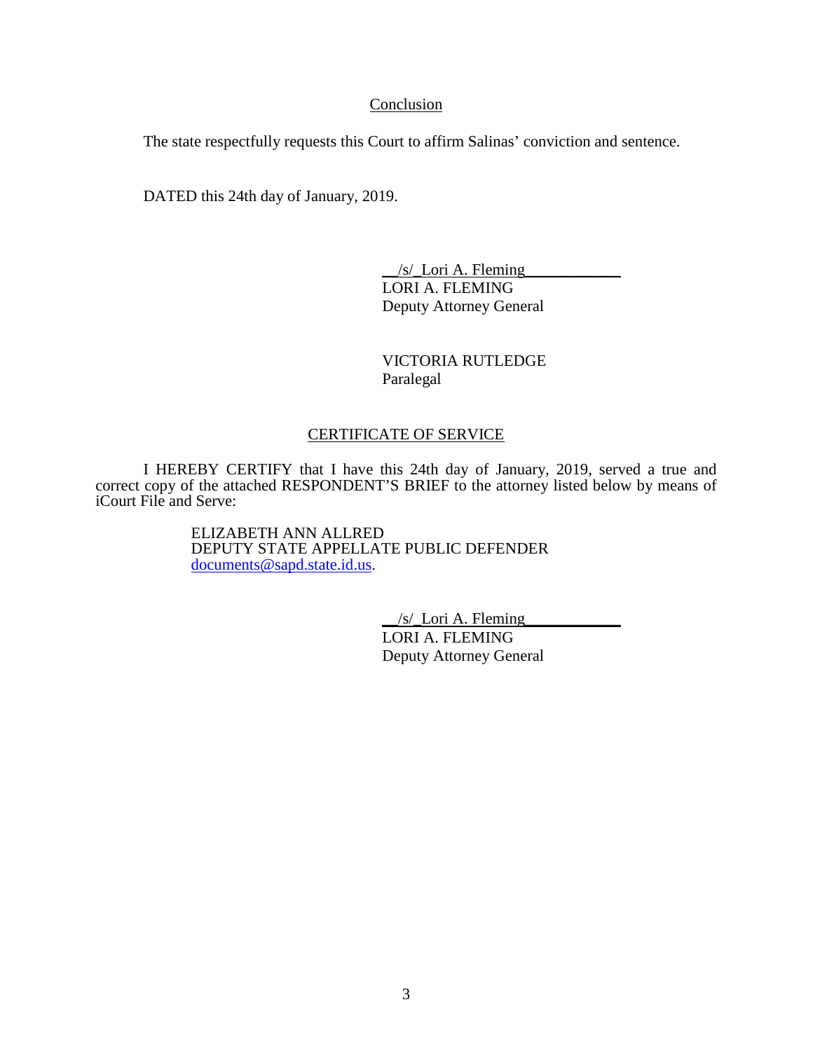## Conclusion

The state respectfully requests this Court to affirm Salinas' conviction and sentence.

DATED this 24th day of January, 2019.

__/s/_Lori A. Fleming____________
LORI A. FLEMING
Deputy Attorney General

VICTORIA RUTLEDGE
Paralegal

## CERTIFICATE OF SERVICE

I HEREBY CERTIFY that I have this 24th day of January, 2019, served a true and correct copy of the attached RESPONDENT'S BRIEF to the attorney listed below by means of iCourt File and Serve:

ELIZABETH ANN ALLRED
DEPUTY STATE APPELLATE PUBLIC DEFENDER
documents@sapd.state.id.us.

__/s/_Lori A. Fleming____________
LORI A. FLEMING
Deputy Attorney General